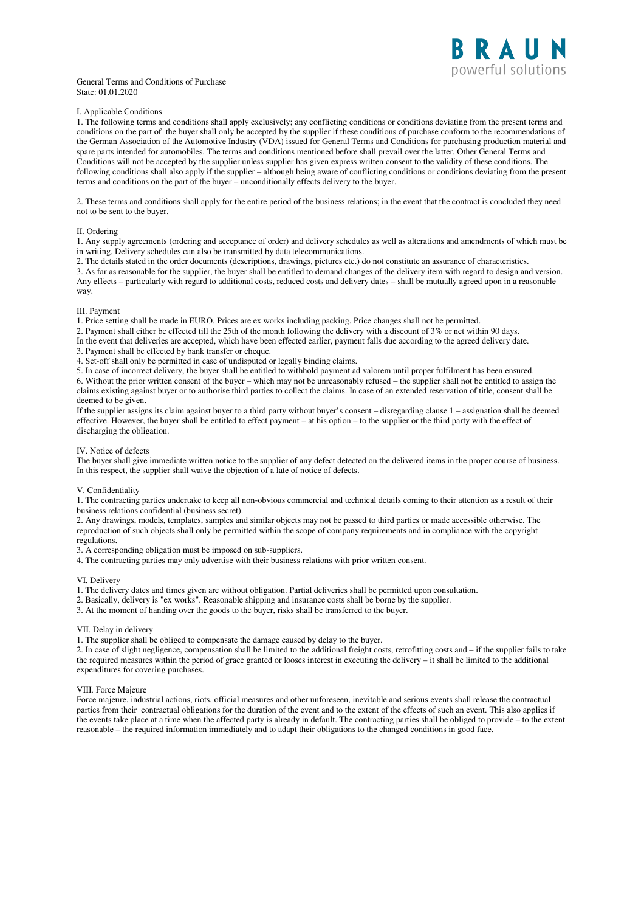BRAUN
powerful solutions

General Terms and Conditions of Purchase
State: 01.01.2020

## I. Applicable Conditions

1. The following terms and conditions shall apply exclusively; any conflicting conditions or conditions deviating from the present terms and conditions on the part of the buyer shall only be accepted by the supplier if these conditions of purchase conform to the recommendations of the German Association of the Automotive Industry (VDA) issued for General Terms and Conditions for purchasing production material and spare parts intended for automobiles. The terms and conditions mentioned before shall prevail over the latter. Other General Terms and Conditions will not be accepted by the supplier unless supplier has given express written consent to the validity of these conditions. The following conditions shall also apply if the supplier – although being aware of conflicting conditions or conditions deviating from the present terms and conditions on the part of the buyer – unconditionally effects delivery to the buyer.

2. These terms and conditions shall apply for the entire period of the business relations; in the event that the contract is concluded they need not to be sent to the buyer.

## II. Ordering

1. Any supply agreements (ordering and acceptance of order) and delivery schedules as well as alterations and amendments of which must be in writing. Delivery schedules can also be transmitted by data telecommunications.
2. The details stated in the order documents (descriptions, drawings, pictures etc.) do not constitute an assurance of characteristics.
3. As far as reasonable for the supplier, the buyer shall be entitled to demand changes of the delivery item with regard to design and version. Any effects – particularly with regard to additional costs, reduced costs and delivery dates – shall be mutually agreed upon in a reasonable way.

## III. Payment

1. Price setting shall be made in EURO. Prices are ex works including packing. Price changes shall not be permitted.
2. Payment shall either be effected till the 25th of the month following the delivery with a discount of 3% or net within 90 days.
In the event that deliveries are accepted, which have been effected earlier, payment falls due according to the agreed delivery date.
3. Payment shall be effected by bank transfer or cheque.
4. Set-off shall only be permitted in case of undisputed or legally binding claims.
5. In case of incorrect delivery, the buyer shall be entitled to withhold payment ad valorem until proper fulfilment has been ensured.
6. Without the prior written consent of the buyer – which may not be unreasonably refused – the supplier shall not be entitled to assign the claims existing against buyer or to authorise third parties to collect the claims. In case of an extended reservation of title, consent shall be deemed to be given.
If the supplier assigns its claim against buyer to a third party without buyer's consent – disregarding clause 1 – assignation shall be deemed effective. However, the buyer shall be entitled to effect payment – at his option – to the supplier or the third party with the effect of discharging the obligation.

## IV. Notice of defects

The buyer shall give immediate written notice to the supplier of any defect detected on the delivered items in the proper course of business. In this respect, the supplier shall waive the objection of a late of notice of defects.

## V. Confidentiality

1. The contracting parties undertake to keep all non-obvious commercial and technical details coming to their attention as a result of their business relations confidential (business secret).
2. Any drawings, models, templates, samples and similar objects may not be passed to third parties or made accessible otherwise. The reproduction of such objects shall only be permitted within the scope of company requirements and in compliance with the copyright regulations.
3. A corresponding obligation must be imposed on sub-suppliers.
4. The contracting parties may only advertise with their business relations with prior written consent.

## VI. Delivery

1. The delivery dates and times given are without obligation. Partial deliveries shall be permitted upon consultation.
2. Basically, delivery is "ex works". Reasonable shipping and insurance costs shall be borne by the supplier.
3. At the moment of handing over the goods to the buyer, risks shall be transferred to the buyer.

## VII. Delay in delivery

1. The supplier shall be obliged to compensate the damage caused by delay to the buyer.
2. In case of slight negligence, compensation shall be limited to the additional freight costs, retrofitting costs and – if the supplier fails to take the required measures within the period of grace granted or looses interest in executing the delivery – it shall be limited to the additional expenditures for covering purchases.

## VIII. Force Majeure

Force majeure, industrial actions, riots, official measures and other unforeseen, inevitable and serious events shall release the contractual parties from their contractual obligations for the duration of the event and to the extent of the effects of such an event. This also applies if the events take place at a time when the affected party is already in default. The contracting parties shall be obliged to provide – to the extent reasonable – the required information immediately and to adapt their obligations to the changed conditions in good face.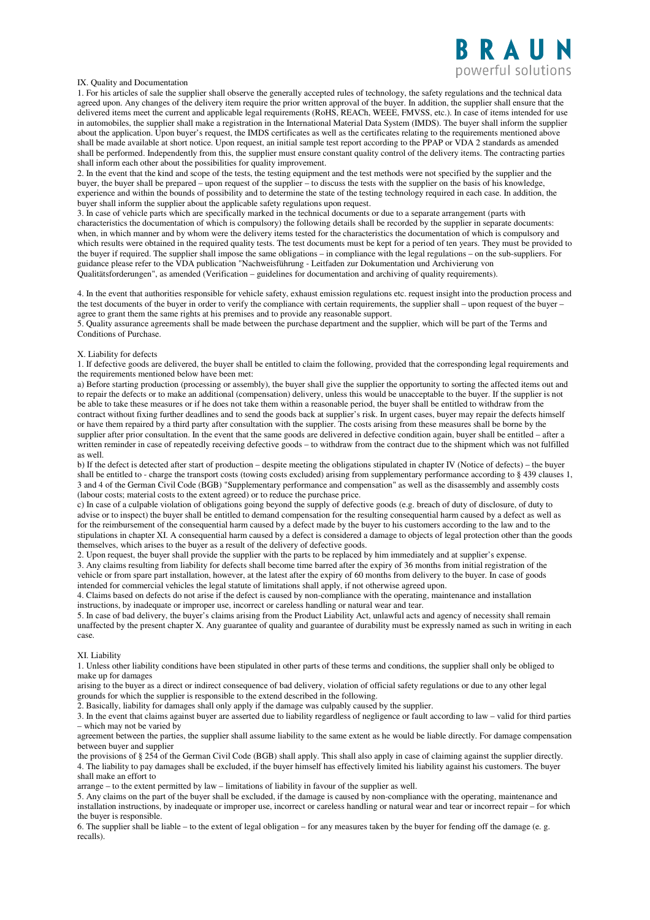## IX. Quality and Documentation

1. For his articles of sale the supplier shall observe the generally accepted rules of technology, the safety regulations and the technical data agreed upon. Any changes of the delivery item require the prior written approval of the buyer. In addition, the supplier shall ensure that the delivered items meet the current and applicable legal requirements (RoHS, REACh, WEEE, FMVSS, etc.). In case of items intended for use in automobiles, the supplier shall make a registration in the International Material Data System (IMDS). The buyer shall inform the supplier about the application. Upon buyer's request, the IMDS certificates as well as the certificates relating to the requirements mentioned above shall be made available at short notice. Upon request, an initial sample test report according to the PPAP or VDA 2 standards as amended shall be performed. Independently from this, the supplier must ensure constant quality control of the delivery items. The contracting parties shall inform each other about the possibilities for quality improvement.
2. In the event that the kind and scope of the tests, the testing equipment and the test methods were not specified by the supplier and the buyer, the buyer shall be prepared – upon request of the supplier – to discuss the tests with the supplier on the basis of his knowledge, experience and within the bounds of possibility and to determine the state of the testing technology required in each case. In addition, the buyer shall inform the supplier about the applicable safety regulations upon request.
3. In case of vehicle parts which are specifically marked in the technical documents or due to a separate arrangement (parts with characteristics the documentation of which is compulsory) the following details shall be recorded by the supplier in separate documents: when, in which manner and by whom were the delivery items tested for the characteristics the documentation of which is compulsory and which results were obtained in the required quality tests. The test documents must be kept for a period of ten years. They must be provided to the buyer if required. The supplier shall impose the same obligations – in compliance with the legal regulations – on the sub-suppliers. For guidance please refer to the VDA publication "Nachweisführung - Leitfaden zur Dokumentation und Archivierung von Qualitätsforderungen", as amended (Verification – guidelines for documentation and archiving of quality requirements).

4. In the event that authorities responsible for vehicle safety, exhaust emission regulations etc. request insight into the production process and the test documents of the buyer in order to verify the compliance with certain requirements, the supplier shall – upon request of the buyer – agree to grant them the same rights at his premises and to provide any reasonable support.
5. Quality assurance agreements shall be made between the purchase department and the supplier, which will be part of the Terms and Conditions of Purchase.

## X. Liability for defects

1. If defective goods are delivered, the buyer shall be entitled to claim the following, provided that the corresponding legal requirements and the requirements mentioned below have been met:

a) Before starting production (processing or assembly), the buyer shall give the supplier the opportunity to sorting the affected items out and to repair the defects or to make an additional (compensation) delivery, unless this would be unacceptable to the buyer. If the supplier is not be able to take these measures or if he does not take them within a reasonable period, the buyer shall be entitled to withdraw from the contract without fixing further deadlines and to send the goods back at supplier's risk. In urgent cases, buyer may repair the defects himself or have them repaired by a third party after consultation with the supplier. The costs arising from these measures shall be borne by the supplier after prior consultation. In the event that the same goods are delivered in defective condition again, buyer shall be entitled – after a written reminder in case of repeatedly receiving defective goods – to withdraw from the contract due to the shipment which was not fulfilled as well.

b) If the defect is detected after start of production – despite meeting the obligations stipulated in chapter IV (Notice of defects) – the buyer shall be entitled to - charge the transport costs (towing costs excluded) arising from supplementary performance according to § 439 clauses 1, 3 and 4 of the German Civil Code (BGB) "Supplementary performance and compensation" as well as the disassembly and assembly costs (labour costs; material costs to the extent agreed) or to reduce the purchase price.

c) In case of a culpable violation of obligations going beyond the supply of defective goods (e.g. breach of duty of disclosure, of duty to advise or to inspect) the buyer shall be entitled to demand compensation for the resulting consequential harm caused by a defect as well as for the reimbursement of the consequential harm caused by a defect made by the buyer to his customers according to the law and to the stipulations in chapter XI. A consequential harm caused by a defect is considered a damage to objects of legal protection other than the goods themselves, which arises to the buyer as a result of the delivery of defective goods.

2. Upon request, the buyer shall provide the supplier with the parts to be replaced by him immediately and at supplier's expense.
3. Any claims resulting from liability for defects shall become time barred after the expiry of 36 months from initial registration of the vehicle or from spare part installation, however, at the latest after the expiry of 60 months from delivery to the buyer. In case of goods intended for commercial vehicles the legal statute of limitations shall apply, if not otherwise agreed upon.
4. Claims based on defects do not arise if the defect is caused by non-compliance with the operating, maintenance and installation instructions, by inadequate or improper use, incorrect or careless handling or natural wear and tear.
5. In case of bad delivery, the buyer's claims arising from the Product Liability Act, unlawful acts and agency of necessity shall remain unaffected by the present chapter X. Any guarantee of quality and guarantee of durability must be expressly named as such in writing in each case.

## XI. Liability

1. Unless other liability conditions have been stipulated in other parts of these terms and conditions, the supplier shall only be obliged to make up for damages arising to the buyer as a direct or indirect consequence of bad delivery, violation of official safety regulations or due to any other legal grounds for which the supplier is responsible to the extend described in the following.
2. Basically, liability for damages shall only apply if the damage was culpably caused by the supplier.
3. In the event that claims against buyer are asserted due to liability regardless of negligence or fault according to law – valid for third parties – which may not be varied by agreement between the parties, the supplier shall assume liability to the same extent as he would be liable directly. For damage compensation between buyer and supplier the provisions of § 254 of the German Civil Code (BGB) shall apply. This shall also apply in case of claiming against the supplier directly.
4. The liability to pay damages shall be excluded, if the buyer himself has effectively limited his liability against his customers. The buyer shall make an effort to arrange – to the extent permitted by law – limitations of liability in favour of the supplier as well.
5. Any claims on the part of the buyer shall be excluded, if the damage is caused by non-compliance with the operating, maintenance and installation instructions, by inadequate or improper use, incorrect or careless handling or natural wear and tear or incorrect repair – for which the buyer is responsible.
6. The supplier shall be liable – to the extent of legal obligation – for any measures taken by the buyer for fending off the damage (e. g. recalls).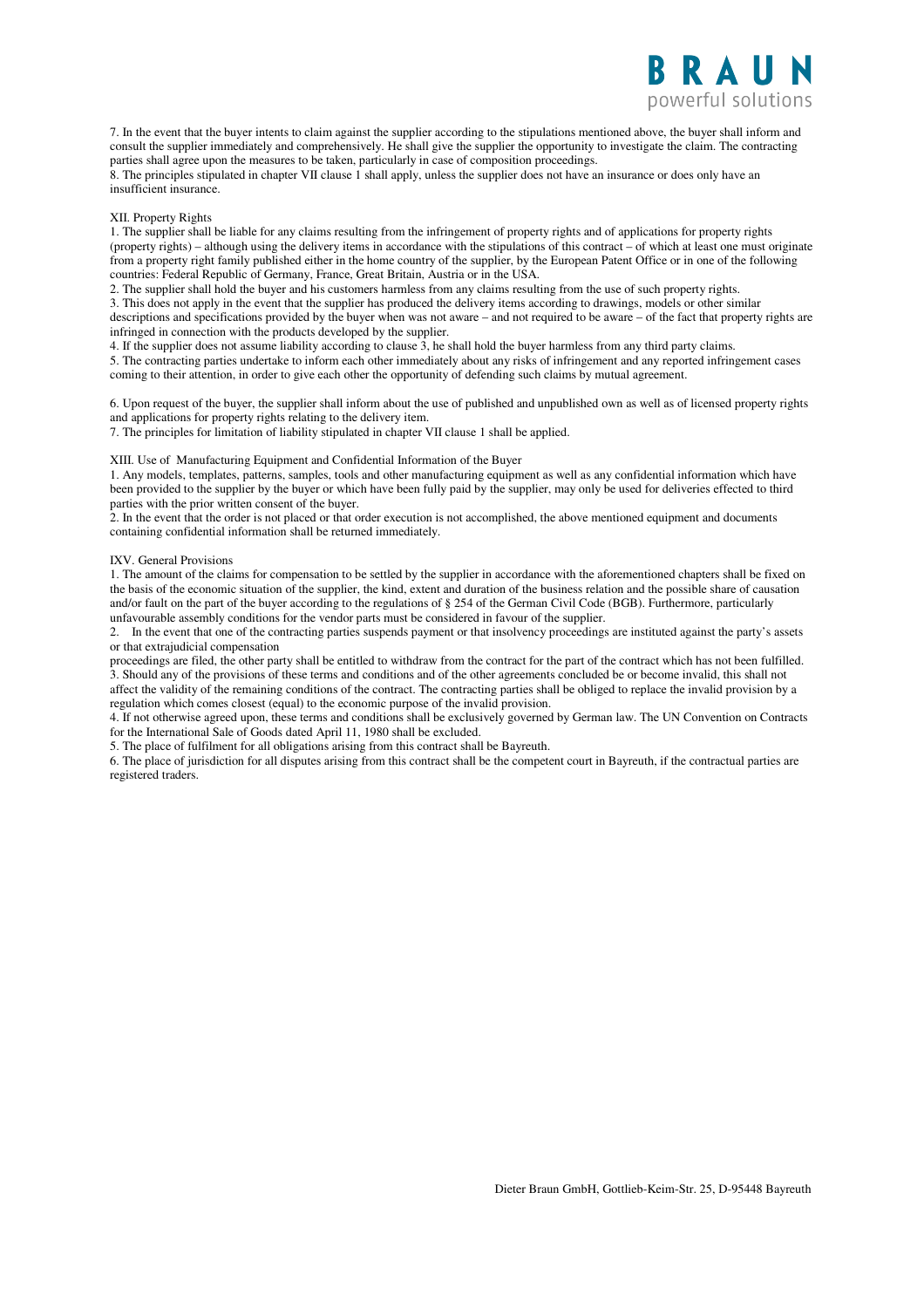7. In the event that the buyer intents to claim against the supplier according to the stipulations mentioned above, the buyer shall inform and consult the supplier immediately and comprehensively. He shall give the supplier the opportunity to investigate the claim. The contracting parties shall agree upon the measures to be taken, particularly in case of composition proceedings.

8. The principles stipulated in chapter VII clause 1 shall apply, unless the supplier does not have an insurance or does only have an insufficient insurance.

## XII. Property Rights

1. The supplier shall be liable for any claims resulting from the infringement of property rights and of applications for property rights (property rights) – although using the delivery items in accordance with the stipulations of this contract – of which at least one must originate from a property right family published either in the home country of the supplier, by the European Patent Office or in one of the following countries: Federal Republic of Germany, France, Great Britain, Austria or in the USA.

2. The supplier shall hold the buyer and his customers harmless from any claims resulting from the use of such property rights.

3. This does not apply in the event that the supplier has produced the delivery items according to drawings, models or other similar descriptions and specifications provided by the buyer when was not aware – and not required to be aware – of the fact that property rights are infringed in connection with the products developed by the supplier.

4. If the supplier does not assume liability according to clause 3, he shall hold the buyer harmless from any third party claims.

5. The contracting parties undertake to inform each other immediately about any risks of infringement and any reported infringement cases coming to their attention, in order to give each other the opportunity of defending such claims by mutual agreement.

6. Upon request of the buyer, the supplier shall inform about the use of published and unpublished own as well as of licensed property rights and applications for property rights relating to the delivery item.

7. The principles for limitation of liability stipulated in chapter VII clause 1 shall be applied.

## XIII. Use of Manufacturing Equipment and Confidential Information of the Buyer

1. Any models, templates, patterns, samples, tools and other manufacturing equipment as well as any confidential information which have been provided to the supplier by the buyer or which have been fully paid by the supplier, may only be used for deliveries effected to third parties with the prior written consent of the buyer.

2. In the event that the order is not placed or that order execution is not accomplished, the above mentioned equipment and documents containing confidential information shall be returned immediately.

## IXV. General Provisions

1. The amount of the claims for compensation to be settled by the supplier in accordance with the aforementioned chapters shall be fixed on the basis of the economic situation of the supplier, the kind, extent and duration of the business relation and the possible share of causation and/or fault on the part of the buyer according to the regulations of § 254 of the German Civil Code (BGB). Furthermore, particularly unfavourable assembly conditions for the vendor parts must be considered in favour of the supplier.

2. In the event that one of the contracting parties suspends payment or that insolvency proceedings are instituted against the party's assets or that extrajudicial compensation proceedings are filed, the other party shall be entitled to withdraw from the contract for the part of the contract which has not been fulfilled.

3. Should any of the provisions of these terms and conditions and of the other agreements concluded be or become invalid, this shall not affect the validity of the remaining conditions of the contract. The contracting parties shall be obliged to replace the invalid provision by a regulation which comes closest (equal) to the economic purpose of the invalid provision.

4. If not otherwise agreed upon, these terms and conditions shall be exclusively governed by German law. The UN Convention on Contracts for the International Sale of Goods dated April 11, 1980 shall be excluded.

5. The place of fulfilment for all obligations arising from this contract shall be Bayreuth.

6. The place of jurisdiction for all disputes arising from this contract shall be the competent court in Bayreuth, if the contractual parties are registered traders.